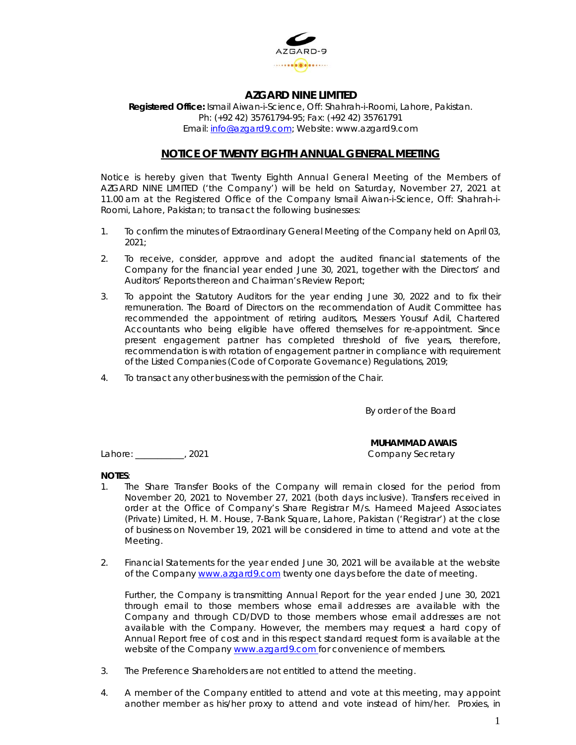AZGARD-9

# AZGARD NINE LIMITED

**Registered Office:** Ismail Aiwan-i-Science, Off: Shahrah-i-Roomi, Lahore, Pakistan.
Ph: (+92 42) 35761794-95; Fax: (+92 42) 35761791
Email: info@azgard9.com; Website: www.azgard9.com

## NOTICE OF TWENTY EIGHTH ANNUAL GENERAL MEETING

Notice is hereby given that Twenty Eighth Annual General Meeting of the Members of AZGARD NINE LIMITED ('the Company') will be held on Saturday, November 27, 2021 at 11.00 am at the Registered Office of the Company Ismail Aiwan-i-Science, Off: Shahrah-i-Roomi, Lahore, Pakistan; to transact the following businesses:

1. To confirm the minutes of Extraordinary General Meeting of the Company held on April 03, 2021;
2. To receive, consider, approve and adopt the audited financial statements of the Company for the financial year ended June 30, 2021, together with the Directors' and Auditors' Reports thereon and Chairman's Review Report;
3. To appoint the Statutory Auditors for the year ending June 30, 2022 and to fix their remuneration. The Board of Directors on the recommendation of Audit Committee has recommended the appointment of retiring auditors, Messers Yousuf Adil, Chartered Accountants who being eligible have offered themselves for re-appointment. Since present engagement partner has completed threshold of five years, therefore, recommendation is with rotation of engagement partner in compliance with requirement of the Listed Companies (Code of Corporate Governance) Regulations, 2019;
4. To transact any other business with the permission of the Chair.

By order of the Board

**MUHAMMAD AWAIS**
Company Secretary

Lahore: ___________, 2021

**NOTES**:

1. The Share Transfer Books of the Company will remain closed for the period from November 20, 2021 to November 27, 2021 (both days inclusive). Transfers received in order at the Office of Company's Share Registrar M/s. Hameed Majeed Associates (Private) Limited, H. M. House, 7-Bank Square, Lahore, Pakistan ('Registrar') at the close of business on November 19, 2021 will be considered in time to attend and vote at the Meeting.

2. Financial Statements for the year ended June 30, 2021 will be available at the website of the Company www.azgard9.com twenty one days before the date of meeting.

   Further, the Company is transmitting Annual Report for the year ended June 30, 2021 through email to those members whose email addresses are available with the Company and through CD/DVD to those members whose email addresses are not available with the Company. However, the members may request a hard copy of Annual Report free of cost and in this respect standard request form is available at the website of the Company www.azgard9.com for convenience of members.

3. The Preference Shareholders are not entitled to attend the meeting.

4. A member of the Company entitled to attend and vote at this meeting, may appoint another member as his/her proxy to attend and vote instead of him/her. Proxies, in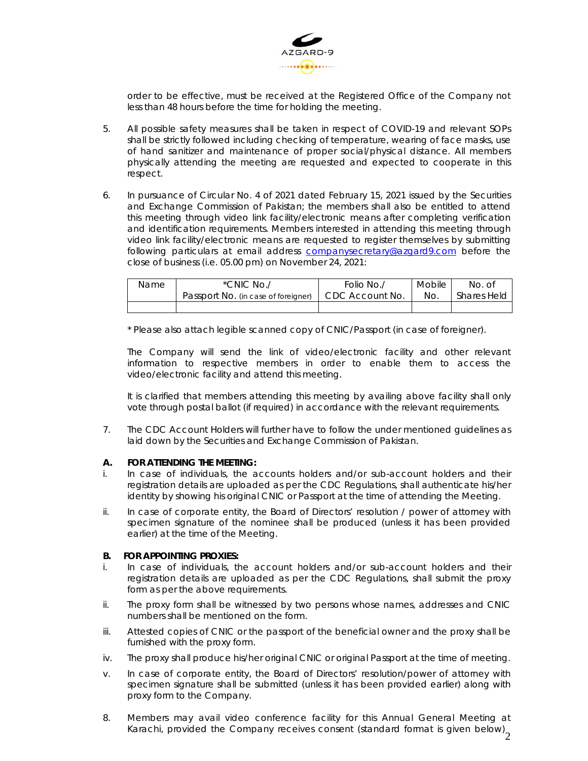order to be effective, must be received at the Registered Office of the Company not less than 48 hours before the time for holding the meeting.

5. All possible safety measures shall be taken in respect of COVID-19 and relevant SOPs shall be strictly followed including checking of temperature, wearing of face masks, use of hand sanitizer and maintenance of proper social/physical distance. All members physically attending the meeting are requested and expected to cooperate in this respect.

6. In pursuance of Circular No. 4 of 2021 dated February 15, 2021 issued by the Securities and Exchange Commission of Pakistan; the members shall also be entitled to attend this meeting through video link facility/electronic means after completing verification and identification requirements. Members interested in attending this meeting through video link facility/electronic means are requested to register themselves by submitting following particulars at email address companysecretary@azgard9.com before the close of business (i.e. 05.00 pm) on November 24, 2021:

| Name | *CNIC No./ Passport No. (in case of foreigner) | Folio No./ CDC Account No. | Mobile No. | No. of Shares Held |
|---|---|---|---|---|
| | | | | |

\* Please also attach legible scanned copy of CNIC/Passport (in case of foreigner).

The Company will send the link of video/electronic facility and other relevant information to respective members in order to enable them to access the video/electronic facility and attend this meeting.

It is clarified that members attending this meeting by availing above facility shall only vote through postal ballot (if required) in accordance with the relevant requirements.

7. The CDC Account Holders will further have to follow the under mentioned guidelines as laid down by the Securities and Exchange Commission of Pakistan.

**A. FOR ATTENDING THE MEETING:**

i. In case of individuals, the accounts holders and/or sub-account holders and their registration details are uploaded as per the CDC Regulations, shall authenticate his/her identity by showing his original CNIC or Passport at the time of attending the Meeting.

ii. In case of corporate entity, the Board of Directors' resolution / power of attorney with specimen signature of the nominee shall be produced (unless it has been provided earlier) at the time of the Meeting.

**B. FOR APPOINTING PROXIES:**

i. In case of individuals, the account holders and/or sub-account holders and their registration details are uploaded as per the CDC Regulations, shall submit the proxy form as per the above requirements.

ii. The proxy form shall be witnessed by two persons whose names, addresses and CNIC numbers shall be mentioned on the form.

iii. Attested copies of CNIC or the passport of the beneficial owner and the proxy shall be furnished with the proxy form.

iv. The proxy shall produce his/her original CNIC or original Passport at the time of meeting.

v. In case of corporate entity, the Board of Directors' resolution/power of attorney with specimen signature shall be submitted (unless it has been provided earlier) along with proxy form to the Company.

8. Members may avail video conference facility for this Annual General Meeting at Karachi, provided the Company receives consent (standard format is given below)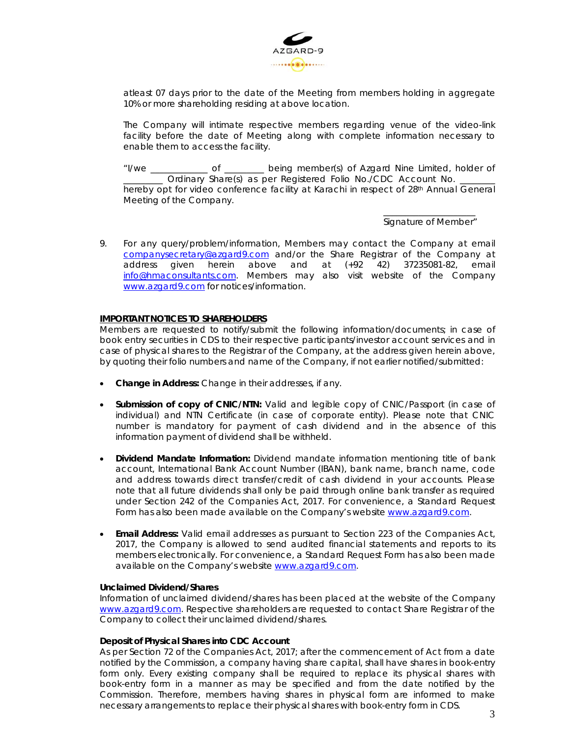atleast 07 days prior to the date of the Meeting from members holding in aggregate 10% or more shareholding residing at above location.

The Company will intimate respective members regarding venue of the video-link facility before the date of Meeting along with complete information necessary to enable them to access the facility.

"I/we _____________ of _________ being member(s) of Azgard Nine Limited, holder of _________ Ordinary Share(s) as per Registered Folio No./CDC Account No. ________ hereby opt for video conference facility at Karachi in respect of 28th Annual General Meeting of the Company.

____________________
Signature of Member"

9. For any query/problem/information, Members may contact the Company at email companysecretary@azgard9.com and/or the Share Registrar of the Company at address given herein above and at (+92 42) 37235081-82, email info@hmaconsultants.com. Members may also visit website of the Company www.azgard9.com for notices/information.

**IMPORTANT NOTICES TO SHAREHOLDERS**

Members are requested to notify/submit the following information/documents; in case of book entry securities in CDS to their respective participants/investor account services and in case of physical shares to the Registrar of the Company, at the address given herein above, by quoting their folio numbers and name of the Company, if not earlier notified/submitted:

- **Change in Address:** Change in their addresses, if any.
- **Submission of copy of CNIC/NTN:** Valid and legible copy of CNIC/Passport (in case of individual) and NTN Certificate (in case of corporate entity). Please note that CNIC number is mandatory for payment of cash dividend and in the absence of this information payment of dividend shall be withheld.
- **Dividend Mandate Information:** Dividend mandate information mentioning title of bank account, International Bank Account Number (IBAN), bank name, branch name, code and address towards direct transfer/credit of cash dividend in your accounts. Please note that all future dividends shall only be paid through online bank transfer as required under Section 242 of the Companies Act, 2017. For convenience, a Standard Request Form has also been made available on the Company's website www.azgard9.com.
- **Email Address:** Valid email addresses as pursuant to Section 223 of the Companies Act, 2017, the Company is allowed to send audited financial statements and reports to its members electronically. For convenience, a Standard Request Form has also been made available on the Company's website www.azgard9.com.

**Unclaimed Dividend/Shares**

Information of unclaimed dividend/shares has been placed at the website of the Company www.azgard9.com. Respective shareholders are requested to contact Share Registrar of the Company to collect their unclaimed dividend/shares.

**Deposit of Physical Shares into CDC Account**

As per Section 72 of the Companies Act, 2017; after the commencement of Act from a date notified by the Commission, a company having share capital, shall have shares in book-entry form only. Every existing company shall be required to replace its physical shares with book-entry form in a manner as may be specified and from the date notified by the Commission. Therefore, members having shares in physical form are informed to make necessary arrangements to replace their physical shares with book-entry form in CDS.